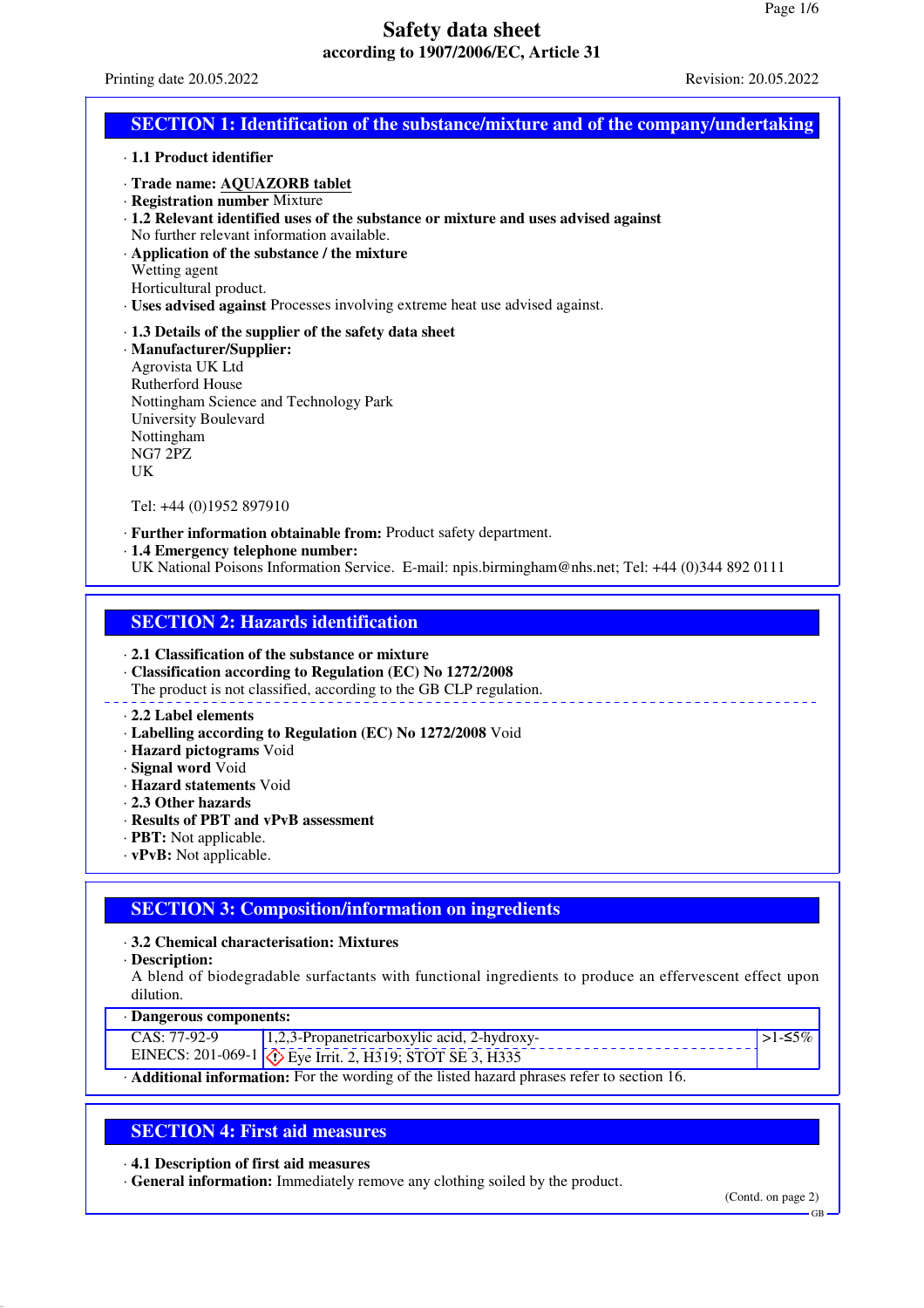# Safety data sheet

**according to 1907/2006/EC, Article 31**

Printing date 20.05.2022 Revision: 20.05.2022

## SECTION 1: Identification of the substance/mixture and of the company/undertaking

· **1.1 Product identifier**

· **Trade name: AQUAZORB tablet**
· **Registration number** Mixture
· **1.2 Relevant identified uses of the substance or mixture and uses advised against**
No further relevant information available.
· **Application of the substance / the mixture**
Wetting agent
Horticultural product.
· **Uses advised against** Processes involving extreme heat use advised against.

· **1.3 Details of the supplier of the safety data sheet**
· **Manufacturer/Supplier:**
Agrovista UK Ltd
Rutherford House
Nottingham Science and Technology Park
University Boulevard
Nottingham
NG7 2PZ
UK

Tel: +44 (0)1952 897910

· **Further information obtainable from:** Product safety department.
· **1.4 Emergency telephone number:**
UK National Poisons Information Service. E-mail: npis.birmingham@nhs.net; Tel: +44 (0)344 892 0111

## SECTION 2: Hazards identification

· **2.1 Classification of the substance or mixture**
· **Classification according to Regulation (EC) No 1272/2008**
The product is not classified, according to the GB CLP regulation.

· **2.2 Label elements**
· **Labelling according to Regulation (EC) No 1272/2008** Void
· **Hazard pictograms** Void
· **Signal word** Void
· **Hazard statements** Void
· **2.3 Other hazards**
· **Results of PBT and vPvB assessment**
· **PBT:** Not applicable.
· **vPvB:** Not applicable.

## SECTION 3: Composition/information on ingredients

· **3.2 Chemical characterisation: Mixtures**
· **Description:**
A blend of biodegradable surfactants with functional ingredients to produce an effervescent effect upon dilution.

| · Dangerous components: | | |
|---|---|---|
| CAS: 77-92-9<br>EINECS: 201-069-1 | 1,2,3-Propanetricarboxylic acid, 2-hydroxy-<br>Eye Irrit. 2, H319; STOT SE 3, H335 | >1-≤5% |

· **Additional information:** For the wording of the listed hazard phrases refer to section 16.

## SECTION 4: First aid measures

· **4.1 Description of first aid measures**
· **General information:** Immediately remove any clothing soiled by the product.

(Contd. on page 2)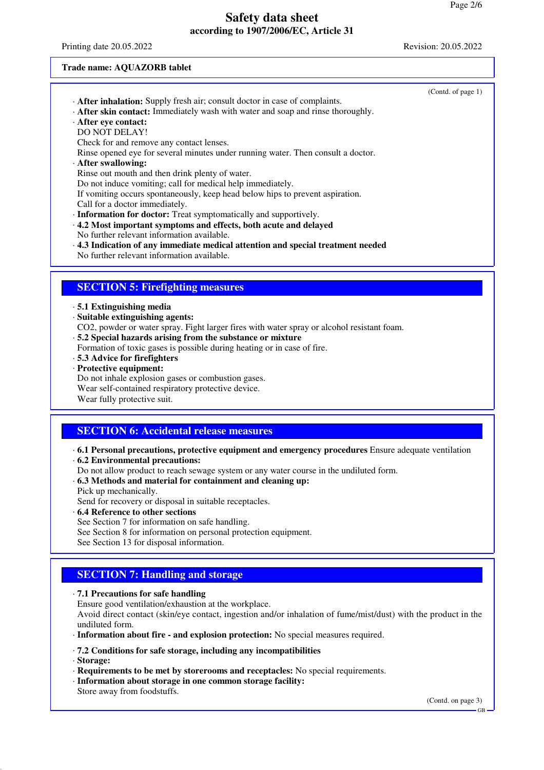**Trade name: AQUAZORB tablet**

(Contd. of page 1)

· **After inhalation:** Supply fresh air; consult doctor in case of complaints.
· **After skin contact:** Immediately wash with water and soap and rinse thoroughly.
· **After eye contact:**
DO NOT DELAY!
Check for and remove any contact lenses.
Rinse opened eye for several minutes under running water. Then consult a doctor.
· **After swallowing:**
Rinse out mouth and then drink plenty of water.
Do not induce vomiting; call for medical help immediately.
If vomiting occurs spontaneously, keep head below hips to prevent aspiration.
Call for a doctor immediately.
· **Information for doctor:** Treat symptomatically and supportively.
· **4.2 Most important symptoms and effects, both acute and delayed**
No further relevant information available.
· **4.3 Indication of any immediate medical attention and special treatment needed**
No further relevant information available.

## SECTION 5: Firefighting measures

· **5.1 Extinguishing media**
· **Suitable extinguishing agents:**
CO2, powder or water spray. Fight larger fires with water spray or alcohol resistant foam.
· **5.2 Special hazards arising from the substance or mixture**
Formation of toxic gases is possible during heating or in case of fire.
· **5.3 Advice for firefighters**
· **Protective equipment:**
Do not inhale explosion gases or combustion gases.
Wear self-contained respiratory protective device.
Wear fully protective suit.

## SECTION 6: Accidental release measures

· **6.1 Personal precautions, protective equipment and emergency procedures** Ensure adequate ventilation
· **6.2 Environmental precautions:**
Do not allow product to reach sewage system or any water course in the undiluted form.
· **6.3 Methods and material for containment and cleaning up:**
Pick up mechanically.
Send for recovery or disposal in suitable receptacles.
· **6.4 Reference to other sections**
See Section 7 for information on safe handling.
See Section 8 for information on personal protection equipment.
See Section 13 for disposal information.

## SECTION 7: Handling and storage

· **7.1 Precautions for safe handling**
Ensure good ventilation/exhaustion at the workplace.
Avoid direct contact (skin/eye contact, ingestion and/or inhalation of fume/mist/dust) with the product in the undiluted form.
· **Information about fire - and explosion protection:** No special measures required.

· **7.2 Conditions for safe storage, including any incompatibilities**
· **Storage:**
· **Requirements to be met by storerooms and receptacles:** No special requirements.
· **Information about storage in one common storage facility:**
Store away from foodstuffs.

(Contd. on page 3)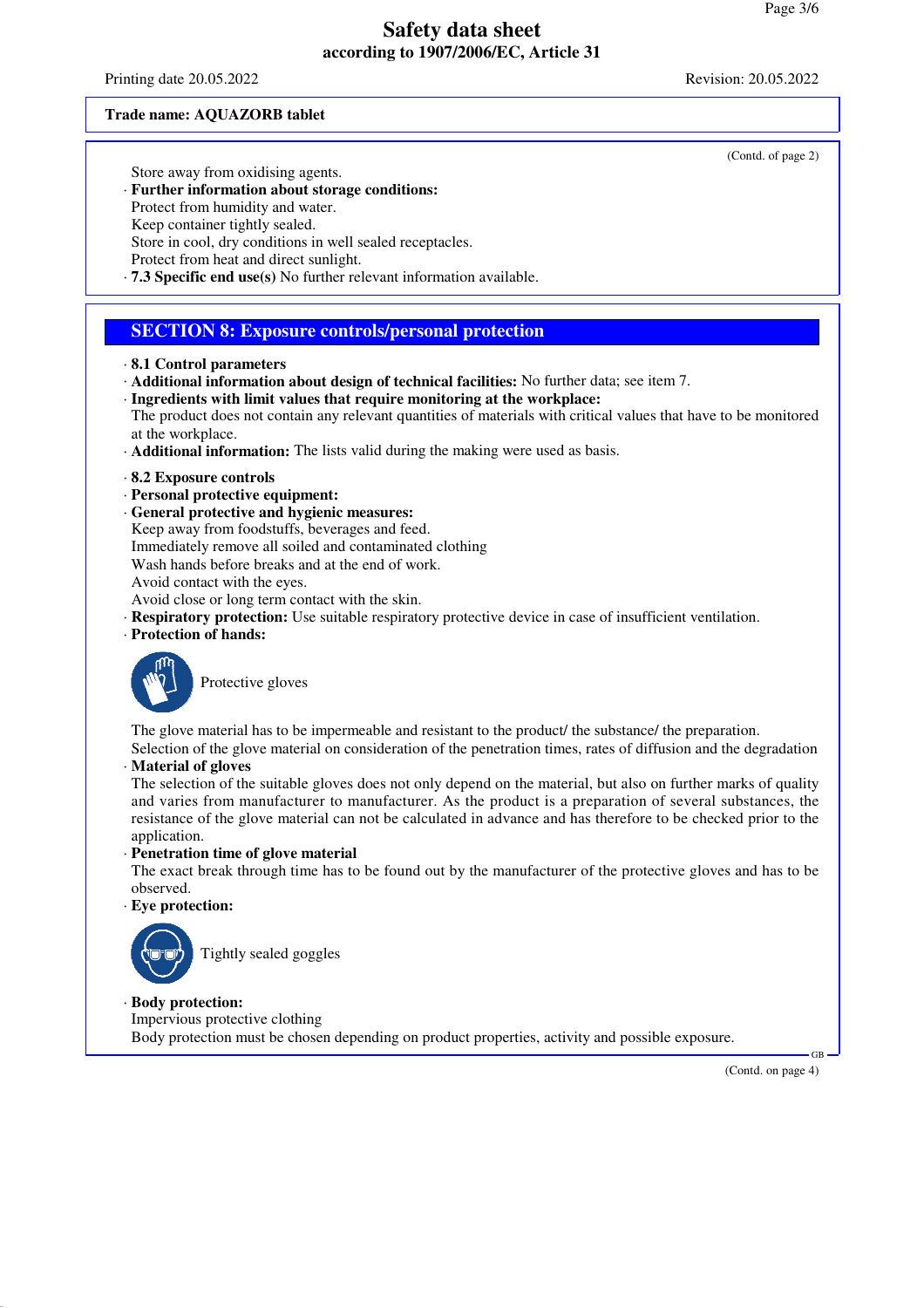(Contd. of page 2)

Store away from oxidising agents.

· **Further information about storage conditions:**
Protect from humidity and water.
Keep container tightly sealed.
Store in cool, dry conditions in well sealed receptacles.
Protect from heat and direct sunlight.

· **7.3 Specific end use(s)** No further relevant information available.

## SECTION 8: Exposure controls/personal protection

· **8.1 Control parameters**

· **Additional information about design of technical facilities:** No further data; see item 7.

· **Ingredients with limit values that require monitoring at the workplace:**
The product does not contain any relevant quantities of materials with critical values that have to be monitored at the workplace.

· **Additional information:** The lists valid during the making were used as basis.

· **8.2 Exposure controls**

· **Personal protective equipment:**

· **General protective and hygienic measures:**
Keep away from foodstuffs, beverages and feed.
Immediately remove all soiled and contaminated clothing
Wash hands before breaks and at the end of work.
Avoid contact with the eyes.
Avoid close or long term contact with the skin.

· **Respiratory protection:** Use suitable respiratory protective device in case of insufficient ventilation.

· **Protection of hands:**

Protective gloves

The glove material has to be impermeable and resistant to the product/ the substance/ the preparation.
Selection of the glove material on consideration of the penetration times, rates of diffusion and the degradation

· **Material of gloves**
The selection of the suitable gloves does not only depend on the material, but also on further marks of quality and varies from manufacturer to manufacturer. As the product is a preparation of several substances, the resistance of the glove material can not be calculated in advance and has therefore to be checked prior to the application.

· **Penetration time of glove material**
The exact break through time has to be found out by the manufacturer of the protective gloves and has to be observed.

· **Eye protection:**

Tightly sealed goggles

· **Body protection:**
Impervious protective clothing
Body protection must be chosen depending on product properties, activity and possible exposure.

(Contd. on page 4)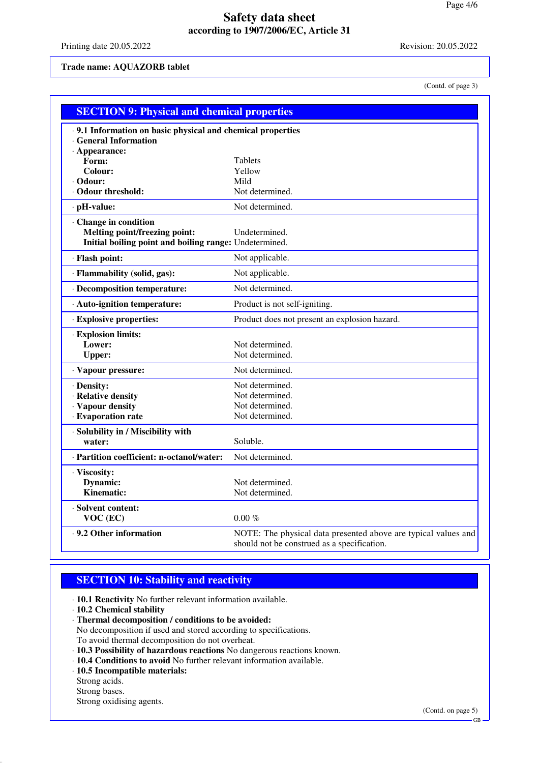# Safety data sheet
**according to 1907/2006/EC, Article 31**

Printing date 20.05.2022 | Revision: 20.05.2022

**Trade name: AQUAZORB tablet**

(Contd. of page 3)

## SECTION 9: Physical and chemical properties

| | |
|---|---|
| · **9.1 Information on basic physical and chemical properties** | |
| · **General Information** | |
| · **Appearance:** | |
| **Form:** | Tablets |
| **Colour:** | Yellow |
| · **Odour:** | Mild |
| · **Odour threshold:** | Not determined. |
| · **pH-value:** | Not determined. |
| · **Change in condition** | |
| **Melting point/freezing point:** | Undetermined. |
| **Initial boiling point and boiling range:** | Undetermined. |
| · **Flash point:** | Not applicable. |
| · **Flammability (solid, gas):** | Not applicable. |
| · **Decomposition temperature:** | Not determined. |
| · **Auto-ignition temperature:** | Product is not self-igniting. |
| · **Explosive properties:** | Product does not present an explosion hazard. |
| · **Explosion limits:** | |
| **Lower:** | Not determined. |
| **Upper:** | Not determined. |
| · **Vapour pressure:** | Not determined. |
| · **Density:** | Not determined. |
| · **Relative density** | Not determined. |
| · **Vapour density** | Not determined. |
| · **Evaporation rate** | Not determined. |
| · **Solubility in / Miscibility with water:** | Soluble. |
| · **Partition coefficient: n-octanol/water:** | Not determined. |
| · **Viscosity:** | |
| **Dynamic:** | Not determined. |
| **Kinematic:** | Not determined. |
| · **Solvent content:** | |
| **VOC (EC)** | 0.00 % |
| · **9.2 Other information** | NOTE: The physical data presented above are typical values and should not be construed as a specification. |

## SECTION 10: Stability and reactivity

- **10.1 Reactivity** No further relevant information available.
- **10.2 Chemical stability**
- **Thermal decomposition / conditions to be avoided:**
  No decomposition if used and stored according to specifications.
  To avoid thermal decomposition do not overheat.
- **10.3 Possibility of hazardous reactions** No dangerous reactions known.
- **10.4 Conditions to avoid** No further relevant information available.
- **10.5 Incompatible materials:**
  Strong acids.
  Strong bases.
  Strong oxidising agents.

(Contd. on page 5)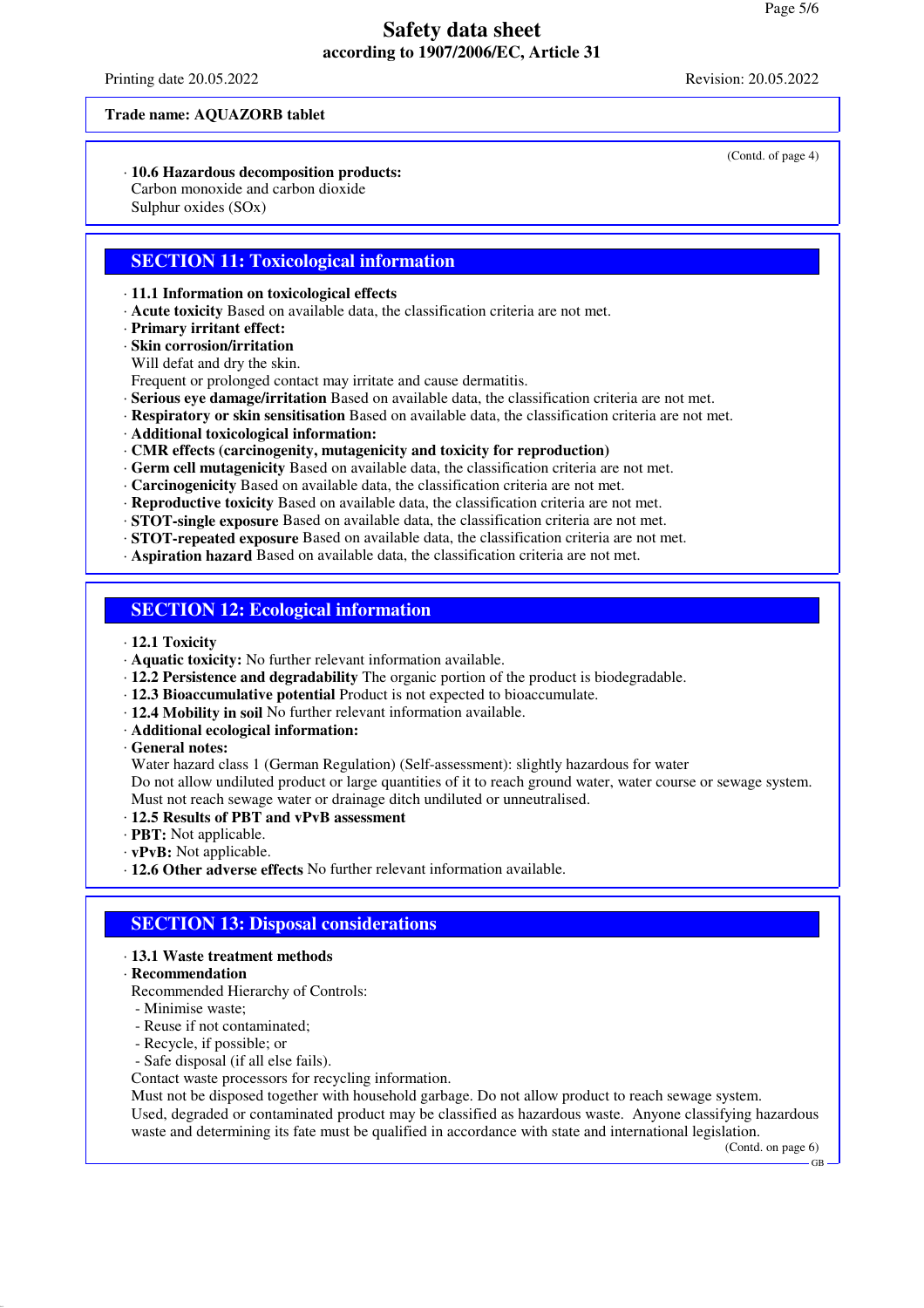(Contd. of page 4)

· **10.6 Hazardous decomposition products:**
Carbon monoxide and carbon dioxide
Sulphur oxides (SOx)

## SECTION 11: Toxicological information

· **11.1 Information on toxicological effects**
· **Acute toxicity** Based on available data, the classification criteria are not met.
· **Primary irritant effect:**
· **Skin corrosion/irritation**
Will defat and dry the skin.
Frequent or prolonged contact may irritate and cause dermatitis.
· **Serious eye damage/irritation** Based on available data, the classification criteria are not met.
· **Respiratory or skin sensitisation** Based on available data, the classification criteria are not met.
· **Additional toxicological information:**
· **CMR effects (carcinogenity, mutagenicity and toxicity for reproduction)**
· **Germ cell mutagenicity** Based on available data, the classification criteria are not met.
· **Carcinogenicity** Based on available data, the classification criteria are not met.
· **Reproductive toxicity** Based on available data, the classification criteria are not met.
· **STOT-single exposure** Based on available data, the classification criteria are not met.
· **STOT-repeated exposure** Based on available data, the classification criteria are not met.
· **Aspiration hazard** Based on available data, the classification criteria are not met.

## SECTION 12: Ecological information

· **12.1 Toxicity**
· **Aquatic toxicity:** No further relevant information available.
· **12.2 Persistence and degradability** The organic portion of the product is biodegradable.
· **12.3 Bioaccumulative potential** Product is not expected to bioaccumulate.
· **12.4 Mobility in soil** No further relevant information available.
· **Additional ecological information:**
· **General notes:**
Water hazard class 1 (German Regulation) (Self-assessment): slightly hazardous for water
Do not allow undiluted product or large quantities of it to reach ground water, water course or sewage system.
Must not reach sewage water or drainage ditch undiluted or unneutralised.
· **12.5 Results of PBT and vPvB assessment**
· **PBT:** Not applicable.
· **vPvB:** Not applicable.
· **12.6 Other adverse effects** No further relevant information available.

## SECTION 13: Disposal considerations

· **13.1 Waste treatment methods**
· **Recommendation**
Recommended Hierarchy of Controls:
- Minimise waste;
- Reuse if not contaminated;
- Recycle, if possible; or
- Safe disposal (if all else fails).

Contact waste processors for recycling information.
Must not be disposed together with household garbage. Do not allow product to reach sewage system.
Used, degraded or contaminated product may be classified as hazardous waste. Anyone classifying hazardous waste and determining its fate must be qualified in accordance with state and international legislation.

(Contd. on page 6)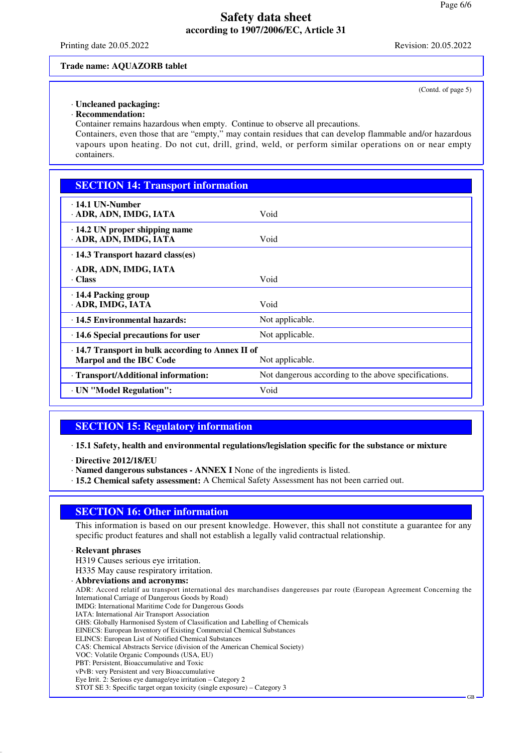Trade name: AQUAZORB tablet

(Contd. of page 5)

· **Uncleaned packaging:**
· **Recommendation:**
Container remains hazardous when empty. Continue to observe all precautions.
Containers, even those that are "empty," may contain residues that can develop flammable and/or hazardous vapours upon heating. Do not cut, drill, grind, weld, or perform similar operations on or near empty containers.

## SECTION 14: Transport information

| | |
|---|---|
| · **14.1 UN-Number** · **ADR, ADN, IMDG, IATA** | Void |
| · **14.2 UN proper shipping name** · **ADR, ADN, IMDG, IATA** | Void |
| · **14.3 Transport hazard class(es)** · **ADR, ADN, IMDG, IATA** · **Class** | Void |
| · **14.4 Packing group** · **ADR, IMDG, IATA** | Void |
| · **14.5 Environmental hazards:** | Not applicable. |
| · **14.6 Special precautions for user** | Not applicable. |
| · **14.7 Transport in bulk according to Annex II of Marpol and the IBC Code** | Not applicable. |
| · **Transport/Additional information:** | Not dangerous according to the above specifications. |
| · **UN "Model Regulation":** | Void |

## SECTION 15: Regulatory information

· **15.1 Safety, health and environmental regulations/legislation specific for the substance or mixture**

· **Directive 2012/18/EU**
· **Named dangerous substances - ANNEX I** None of the ingredients is listed.
· **15.2 Chemical safety assessment:** A Chemical Safety Assessment has not been carried out.

## SECTION 16: Other information

This information is based on our present knowledge. However, this shall not constitute a guarantee for any specific product features and shall not establish a legally valid contractual relationship.

· **Relevant phrases**
H319 Causes serious eye irritation.
H335 May cause respiratory irritation.
· **Abbreviations and acronyms:**
ADR: Accord relatif au transport international des marchandises dangereuses par route (European Agreement Concerning the International Carriage of Dangerous Goods by Road)
IMDG: International Maritime Code for Dangerous Goods
IATA: International Air Transport Association
GHS: Globally Harmonised System of Classification and Labelling of Chemicals
EINECS: European Inventory of Existing Commercial Chemical Substances
ELINCS: European List of Notified Chemical Substances
CAS: Chemical Abstracts Service (division of the American Chemical Society)
VOC: Volatile Organic Compounds (USA, EU)
PBT: Persistent, Bioaccumulative and Toxic
vPvB: very Persistent and very Bioaccumulative
Eye Irrit. 2: Serious eye damage/eye irritation – Category 2
STOT SE 3: Specific target organ toxicity (single exposure) – Category 3